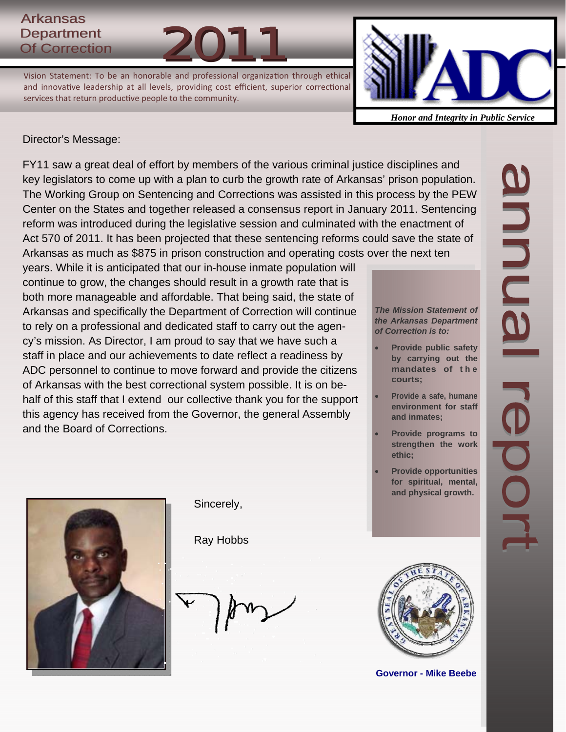# Arkansas Department Of Correction 2011

Vision Statement: To be an honorable and professional organization through ethical and innovative leadership at all levels, providing cost efficient, superior correctional services that return productive people to the community.

ADC

*Honor and Integrity in Public Service*

annual report

Director's Message:

FY11 saw a great deal of effort by members of the various criminal justice disciplines and key legislators to come up with a plan to curb the growth rate of Arkansas' prison population. The Working Group on Sentencing and Corrections was assisted in this process by the PEW Center on the States and together released a consensus report in January 2011. Sentencing reform was introduced during the legislative session and culminated with the enactment of Act 570 of 2011. It has been projected that these sentencing reforms could save the state of Arkansas as much as $875 in prison construction and operating costs over the next ten years. While it is anticipated that our in-house inmate population will continue to grow, the changes should result in a growth rate that is both more manageable and affordable. That being said, the state of Arkansas and specifically the Department of Correction will continue to rely on a professional and dedicated staff to carry out the agency's mission. As Director, I am proud to say that we have such a staff in place and our achievements to date reflect a readiness by ADC personnel to continue to move forward and provide the citizens of Arkansas with the best correctional system possible. It is on behalf of this staff that I extend our collective thank you for the support this agency has received from the Governor, the general Assembly and the Board of Corrections.

Sincerely,

Ray Hobbs

***The Mission Statement of the Arkansas Department of Correction is to:***

- **Provide public safety by carrying out the mandates of the courts;**
- **Provide a safe, humane environment for staff and inmates;**
- **Provide programs to strengthen the work ethic;**
- **Provide opportunities for spiritual, mental, and physical growth.**

**Governor - Mike Beebe**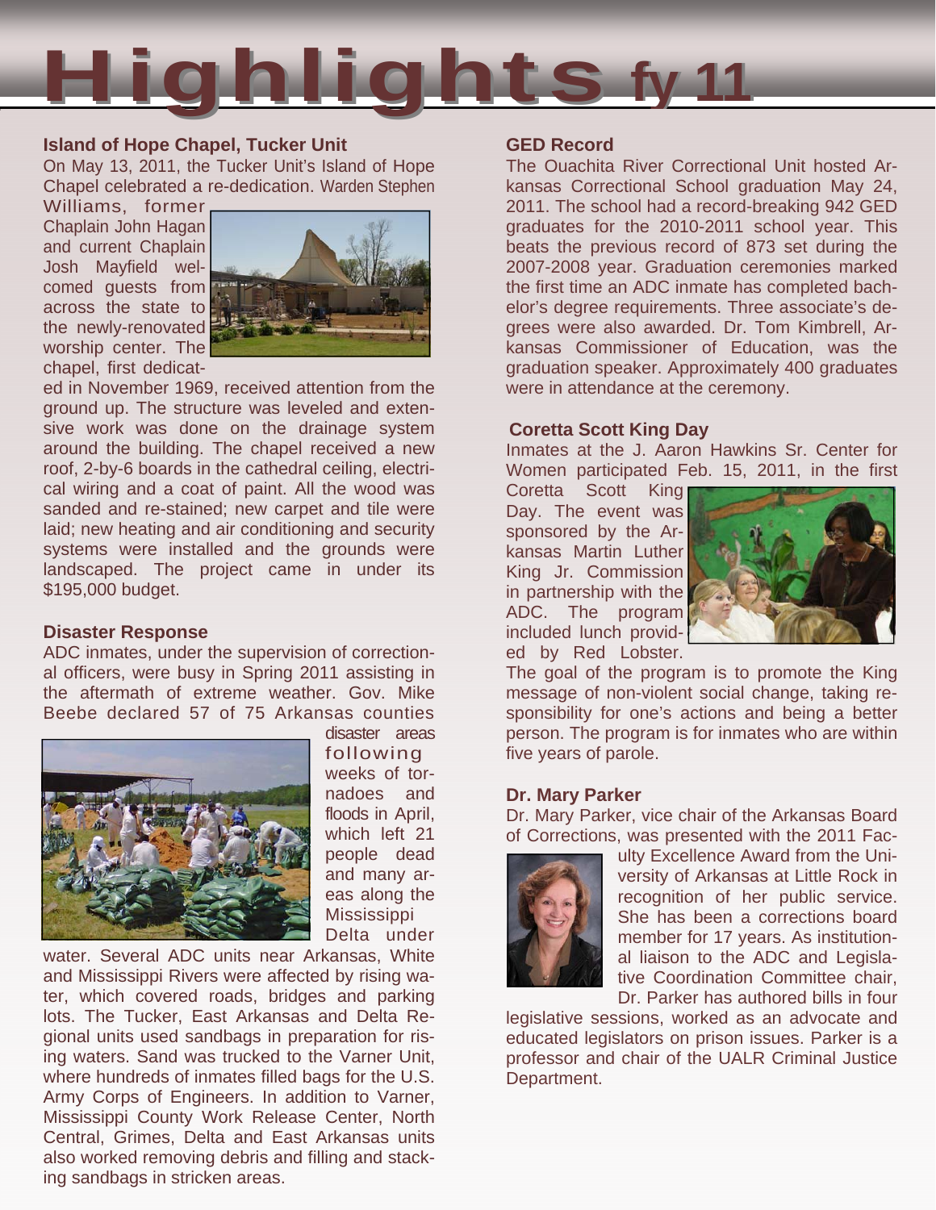# Highlights fy 11

## Island of Hope Chapel, Tucker Unit

On May 13, 2011, the Tucker Unit's Island of Hope Chapel celebrated a re-dedication. Warden Stephen Williams, former Chaplain John Hagan and current Chaplain Josh Mayfield welcomed guests from across the state to the newly-renovated worship center. The chapel, first dedicated in November 1969, received attention from the ground up. The structure was leveled and extensive work was done on the drainage system around the building. The chapel received a new roof, 2-by-6 boards in the cathedral ceiling, electrical wiring and a coat of paint. All the wood was sanded and re-stained; new carpet and tile were laid; new heating and air conditioning and security systems were installed and the grounds were landscaped. The project came in under its $195,000 budget.

## Disaster Response

ADC inmates, under the supervision of correctional officers, were busy in Spring 2011 assisting in the aftermath of extreme weather. Gov. Mike Beebe declared 57 of 75 Arkansas counties disaster areas following weeks of tornadoes and floods in April, which left 21 people dead and many areas along the Mississippi Delta under water. Several ADC units near Arkansas, White and Mississippi Rivers were affected by rising water, which covered roads, bridges and parking lots. The Tucker, East Arkansas and Delta Regional units used sandbags in preparation for rising waters. Sand was trucked to the Varner Unit, where hundreds of inmates filled bags for the U.S. Army Corps of Engineers. In addition to Varner, Mississippi County Work Release Center, North Central, Grimes, Delta and East Arkansas units also worked removing debris and filling and stacking sandbags in stricken areas.

## GED Record

The Ouachita River Correctional Unit hosted Arkansas Correctional School graduation May 24, 2011. The school had a record-breaking 942 GED graduates for the 2010-2011 school year. This beats the previous record of 873 set during the 2007-2008 year. Graduation ceremonies marked the first time an ADC inmate has completed bachelor's degree requirements. Three associate's degrees were also awarded. Dr. Tom Kimbrell, Arkansas Commissioner of Education, was the graduation speaker. Approximately 400 graduates were in attendance at the ceremony.

## Coretta Scott King Day

Inmates at the J. Aaron Hawkins Sr. Center for Women participated Feb. 15, 2011, in the first Coretta Scott King Day. The event was sponsored by the Arkansas Martin Luther King Jr. Commission in partnership with the ADC. The program included lunch provided by Red Lobster. The goal of the program is to promote the King message of non-violent social change, taking responsibility for one's actions and being a better person. The program is for inmates who are within five years of parole.

## Dr. Mary Parker

Dr. Mary Parker, vice chair of the Arkansas Board of Corrections, was presented with the 2011 Faculty Excellence Award from the University of Arkansas at Little Rock in recognition of her public service. She has been a corrections board member for 17 years. As institutional liaison to the ADC and Legislative Coordination Committee chair, Dr. Parker has authored bills in four legislative sessions, worked as an advocate and educated legislators on prison issues. Parker is a professor and chair of the UALR Criminal Justice Department.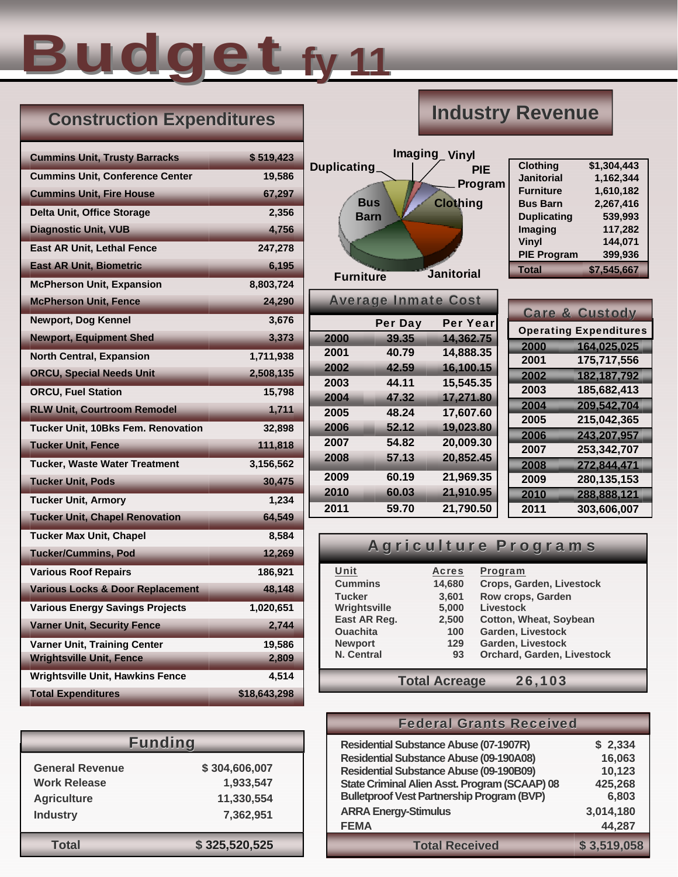# Budget fy 11

## Construction Expenditures

| Project | Amount |
|---|---|
| Cummins Unit, Trusty Barracks | $ 519,423 |
| Cummins Unit, Conference Center | 19,586 |
| Cummins Unit, Fire House | 67,297 |
| Delta Unit, Office Storage | 2,356 |
| Diagnostic Unit, VUB | 4,756 |
| East AR Unit, Lethal Fence | 247,278 |
| East AR Unit, Biometric | 6,195 |
| McPherson Unit, Expansion | 8,803,724 |
| McPherson Unit, Fence | 24,290 |
| Newport, Dog Kennel | 3,676 |
| Newport, Equipment Shed | 3,373 |
| North Central, Expansion | 1,711,938 |
| ORCU, Special Needs Unit | 2,508,135 |
| ORCU, Fuel Station | 15,798 |
| RLW Unit, Courtroom Remodel | 1,711 |
| Tucker Unit, 10Bks Fem. Renovation | 32,898 |
| Tucker Unit, Fence | 111,818 |
| Tucker, Waste Water Treatment | 3,156,562 |
| Tucker Unit, Pods | 30,475 |
| Tucker Unit, Armory | 1,234 |
| Tucker Unit, Chapel Renovation | 64,549 |
| Tucker Max Unit, Chapel | 8,584 |
| Tucker/Cummins, Pod | 12,269 |
| Various Roof Repairs | 186,921 |
| Various Locks & Door Replacement | 48,148 |
| Various Energy Savings Projects | 1,020,651 |
| Varner Unit, Security Fence | 2,744 |
| Varner Unit, Training Center | 19,586 |
| Wrightsville Unit, Fence | 2,809 |
| Wrightsville Unit, Hawkins Fence | 4,514 |
| **Total Expenditures** | **$18,643,298** |

## Industry Revenue

| Industry | Revenue |
|---|---|
| Clothing | $1,304,443 |
| Janitorial | 1,162,344 |
| Furniture | 1,610,182 |
| Bus Barn | 2,267,416 |
| Duplicating | 539,993 |
| Imaging | 117,282 |
| Vinyl | 144,071 |
| PIE Program | 399,936 |
| **Total** | **$7,545,667** |

## Average Inmate Cost

| Year | Per Day | Per Year |
|---|---|---|
| 2000 | 39.35 | 14,362.75 |
| 2001 | 40.79 | 14,888.35 |
| 2002 | 42.59 | 16,100.15 |
| 2003 | 44.11 | 15,545.35 |
| 2004 | 47.32 | 17,271.80 |
| 2005 | 48.24 | 17,607.60 |
| 2006 | 52.12 | 19,023.80 |
| 2007 | 54.82 | 20,009.30 |
| 2008 | 57.13 | 20,852.45 |
| 2009 | 60.19 | 21,969.35 |
| 2010 | 60.03 | 21,910.95 |
| 2011 | 59.70 | 21,790.50 |

## Care & Custody

| Year | Operating Expenditures |
|---|---|
| 2000 | 164,025,025 |
| 2001 | 175,717,556 |
| 2002 | 182,187,792 |
| 2003 | 185,682,413 |
| 2004 | 209,542,704 |
| 2005 | 215,042,365 |
| 2006 | 243,207,957 |
| 2007 | 253,342,707 |
| 2008 | 272,844,471 |
| 2009 | 280,135,153 |
| 2010 | 288,888,121 |
| 2011 | 303,606,007 |

## Agriculture Programs

| Unit | Acres | Program |
|---|---|---|
| Cummins | 14,680 | Crops, Garden, Livestock |
| Tucker | 3,601 | Row crops, Garden |
| Wrightsville | 5,000 | Livestock |
| East AR Reg. | 2,500 | Cotton, Wheat, Soybean |
| Ouachita | 100 | Garden, Livestock |
| Newport | 129 | Garden, Livestock |
| N. Central | 93 | Orchard, Garden, Livestock |
| **Total Acreage** | **26,103** | |

## Funding

| Source | Amount |
|---|---|
| General Revenue | $ 304,606,007 |
| Work Release | 1,933,547 |
| Agriculture | 11,330,554 |
| Industry | 7,362,951 |
| **Total** | **$ 325,520,525** |

## Federal Grants Received

| Grant | Amount |
|---|---|
| Residential Substance Abuse (07-1907R) | $ 2,334 |
| Residential Substance Abuse (09-190A08) | 16,063 |
| Residential Substance Abuse (09-190B09) | 10,123 |
| State Criminal Alien Asst. Program (SCAAP) 08 | 425,268 |
| Bulletproof Vest Partnership Program (BVP) | 6,803 |
| ARRA Energy-Stimulus | 3,014,180 |
| FEMA | 44,287 |
| **Total Received** | **$ 3,519,058** |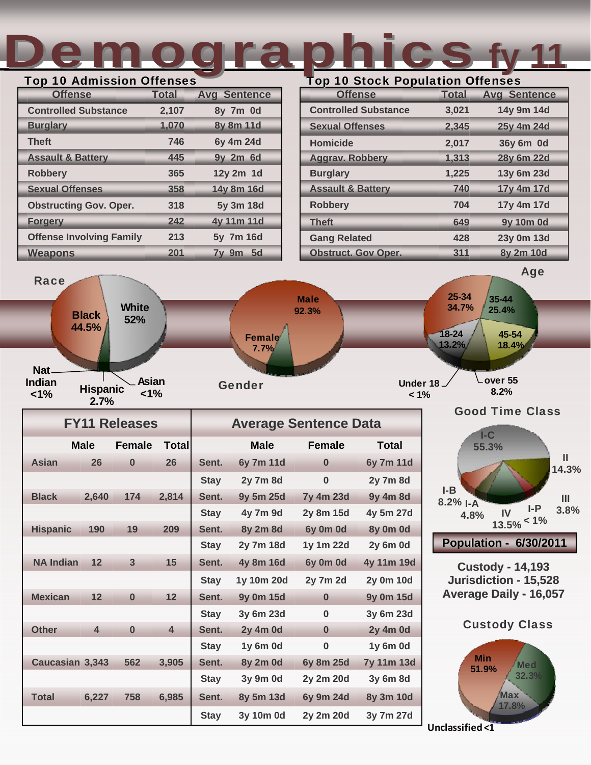# Demographics fy 11

## Top 10 Admission Offenses

| Offense | Total | Avg Sentence |
|---|---|---|
| Controlled Substance | 2,107 | 8y 7m 0d |
| Burglary | 1,070 | 8y 8m 11d |
| Theft | 746 | 6y 4m 24d |
| Assault & Battery | 445 | 9y 2m 6d |
| Robbery | 365 | 12y 2m 1d |
| Sexual Offenses | 358 | 14y 8m 16d |
| Obstructing Gov. Oper. | 318 | 5y 3m 18d |
| Forgery | 242 | 4y 11m 11d |
| Offense Involving Family | 213 | 5y 7m 16d |
| Weapons | 201 | 7y 9m 5d |

## Top 10 Stock Population Offenses

| Offense | Total | Avg Sentence |
|---|---|---|
| Controlled Substance | 3,021 | 14y 9m 14d |
| Sexual Offenses | 2,345 | 25y 4m 24d |
| Homicide | 2,017 | 36y 6m 0d |
| Aggrav. Robbery | 1,313 | 28y 6m 22d |
| Burglary | 1,225 | 13y 6m 23d |
| Assault & Battery | 740 | 17y 4m 17d |
| Robbery | 704 | 17y 4m 17d |
| Theft | 649 | 9y 10m 0d |
| Gang Related | 428 | 23y 0m 13d |
| Obstruct. Gov Oper. | 311 | 8y 2m 10d |

## Race

- White 52%
- Black 44.5%
- Hispanic 2.7%
- Asian <1%
- Nat. Indian <1%

## Gender

- Male 92.3%
- Female 7.7%

## Age

- 25-34 34.7%
- 35-44 25.4%
- 45-54 18.4%
- 18-24 13.2%
- over 55 8.2%
- Under 18 < 1%

| FY11 Releases | | | | Average Sentence Data | | | |
|---|---|---|---|---|---|---|---|
| | Male | Female | Total | | Male | Female | Total |
| Asian | 26 | 0 | 26 | Sent. | 6y 7m 11d | 0 | 6y 7m 11d |
| | | | | Stay | 2y 7m 8d | 0 | 2y 7m 8d |
| Black | 2,640 | 174 | 2,814 | Sent. | 9y 5m 25d | 7y 4m 23d | 9y 4m 8d |
| | | | | Stay | 4y 7m 9d | 2y 8m 15d | 4y 5m 27d |
| Hispanic | 190 | 19 | 209 | Sent. | 8y 2m 8d | 6y 0m 0d | 8y 0m 0d |
| | | | | Stay | 2y 7m 18d | 1y 1m 22d | 2y 6m 0d |
| NA Indian | 12 | 3 | 15 | Sent. | 4y 8m 16d | 6y 0m 0d | 4y 11m 19d |
| | | | | Stay | 1y 10m 20d | 2y 7m 2d | 2y 0m 10d |
| Mexican | 12 | 0 | 12 | Sent. | 9y 0m 15d | 0 | 9y 0m 15d |
| | | | | Stay | 3y 6m 23d | 0 | 3y 6m 23d |
| Other | 4 | 0 | 4 | Sent. | 2y 4m 0d | 0 | 2y 4m 0d |
| | | | | Stay | 1y 6m 0d | 0 | 1y 6m 0d |
| Caucasian | 3,343 | 562 | 3,905 | Sent. | 8y 2m 0d | 6y 8m 25d | 7y 11m 13d |
| | | | | Stay | 3y 9m 0d | 2y 2m 20d | 3y 6m 8d |
| Total | 6,227 | 758 | 6,985 | Sent. | 8y 5m 13d | 6y 9m 24d | 8y 3m 10d |
| | | | | Stay | 3y 10m 0d | 2y 2m 20d | 3y 7m 27d |

## Good Time Class

- I-C 55.3%
- II 14.3%
- IV 13.5%
- I-B 8.2%
- I-A 4.8%
- III 3.8%
- I-P < 1%

## Population - 6/30/2011

Custody - 14,193
Jurisdiction - 15,528
Average Daily - 16,057

## Custody Class

- Min 51.9%
- Med 32.3%
- Max 17.8%
- Unclassified <1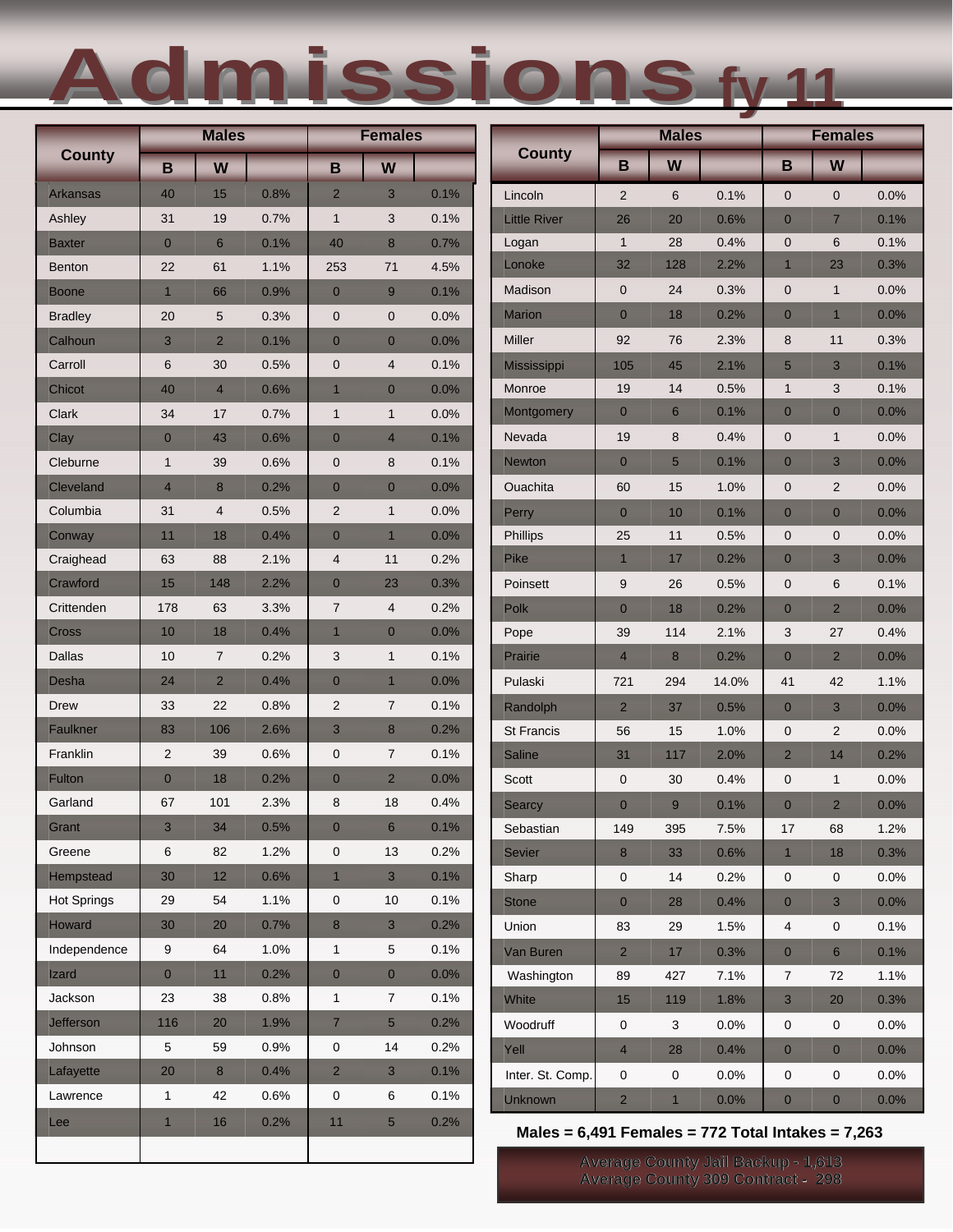# Admissions fy 11

| County | Males | | | Females | | |
|---|---|---|---|---|---|---|
| | B | W | | B | W | |
| Arkansas | 40 | 15 | 0.8% | 2 | 3 | 0.1% |
| Ashley | 31 | 19 | 0.7% | 1 | 3 | 0.1% |
| Baxter | 0 | 6 | 0.1% | 40 | 8 | 0.7% |
| Benton | 22 | 61 | 1.1% | 253 | 71 | 4.5% |
| Boone | 1 | 66 | 0.9% | 0 | 9 | 0.1% |
| Bradley | 20 | 5 | 0.3% | 0 | 0 | 0.0% |
| Calhoun | 3 | 2 | 0.1% | 0 | 0 | 0.0% |
| Carroll | 6 | 30 | 0.5% | 0 | 4 | 0.1% |
| Chicot | 40 | 4 | 0.6% | 1 | 0 | 0.0% |
| Clark | 34 | 17 | 0.7% | 1 | 1 | 0.0% |
| Clay | 0 | 43 | 0.6% | 0 | 4 | 0.1% |
| Cleburne | 1 | 39 | 0.6% | 0 | 8 | 0.1% |
| Cleveland | 4 | 8 | 0.2% | 0 | 0 | 0.0% |
| Columbia | 31 | 4 | 0.5% | 2 | 1 | 0.0% |
| Conway | 11 | 18 | 0.4% | 0 | 1 | 0.0% |
| Craighead | 63 | 88 | 2.1% | 4 | 11 | 0.2% |
| Crawford | 15 | 148 | 2.2% | 0 | 23 | 0.3% |
| Crittenden | 178 | 63 | 3.3% | 7 | 4 | 0.2% |
| Cross | 10 | 18 | 0.4% | 1 | 0 | 0.0% |
| Dallas | 10 | 7 | 0.2% | 3 | 1 | 0.1% |
| Desha | 24 | 2 | 0.4% | 0 | 1 | 0.0% |
| Drew | 33 | 22 | 0.8% | 2 | 7 | 0.1% |
| Faulkner | 83 | 106 | 2.6% | 3 | 8 | 0.2% |
| Franklin | 2 | 39 | 0.6% | 0 | 7 | 0.1% |
| Fulton | 0 | 18 | 0.2% | 0 | 2 | 0.0% |
| Garland | 67 | 101 | 2.3% | 8 | 18 | 0.4% |
| Grant | 3 | 34 | 0.5% | 0 | 6 | 0.1% |
| Greene | 6 | 82 | 1.2% | 0 | 13 | 0.2% |
| Hempstead | 30 | 12 | 0.6% | 1 | 3 | 0.1% |
| Hot Springs | 29 | 54 | 1.1% | 0 | 10 | 0.1% |
| Howard | 30 | 20 | 0.7% | 8 | 3 | 0.2% |
| Independence | 9 | 64 | 1.0% | 1 | 5 | 0.1% |
| Izard | 0 | 11 | 0.2% | 0 | 0 | 0.0% |
| Jackson | 23 | 38 | 0.8% | 1 | 7 | 0.1% |
| Jefferson | 116 | 20 | 1.9% | 7 | 5 | 0.2% |
| Johnson | 5 | 59 | 0.9% | 0 | 14 | 0.2% |
| Lafayette | 20 | 8 | 0.4% | 2 | 3 | 0.1% |
| Lawrence | 1 | 42 | 0.6% | 0 | 6 | 0.1% |
| Lee | 1 | 16 | 0.2% | 11 | 5 | 0.2% |

| County | Males | | | Females | | |
|---|---|---|---|---|---|---|
| | B | W | | B | W | |
| Lincoln | 2 | 6 | 0.1% | 0 | 0 | 0.0% |
| Little River | 26 | 20 | 0.6% | 0 | 7 | 0.1% |
| Logan | 1 | 28 | 0.4% | 0 | 6 | 0.1% |
| Lonoke | 32 | 128 | 2.2% | 1 | 23 | 0.3% |
| Madison | 0 | 24 | 0.3% | 0 | 1 | 0.0% |
| Marion | 0 | 18 | 0.2% | 0 | 1 | 0.0% |
| Miller | 92 | 76 | 2.3% | 8 | 11 | 0.3% |
| Mississippi | 105 | 45 | 2.1% | 5 | 3 | 0.1% |
| Monroe | 19 | 14 | 0.5% | 1 | 3 | 0.1% |
| Montgomery | 0 | 6 | 0.1% | 0 | 0 | 0.0% |
| Nevada | 19 | 8 | 0.4% | 0 | 1 | 0.0% |
| Newton | 0 | 5 | 0.1% | 0 | 3 | 0.0% |
| Ouachita | 60 | 15 | 1.0% | 0 | 2 | 0.0% |
| Perry | 0 | 10 | 0.1% | 0 | 0 | 0.0% |
| Phillips | 25 | 11 | 0.5% | 0 | 0 | 0.0% |
| Pike | 1 | 17 | 0.2% | 0 | 3 | 0.0% |
| Poinsett | 9 | 26 | 0.5% | 0 | 6 | 0.1% |
| Polk | 0 | 18 | 0.2% | 0 | 2 | 0.0% |
| Pope | 39 | 114 | 2.1% | 3 | 27 | 0.4% |
| Prairie | 4 | 8 | 0.2% | 0 | 2 | 0.0% |
| Pulaski | 721 | 294 | 14.0% | 41 | 42 | 1.1% |
| Randolph | 2 | 37 | 0.5% | 0 | 3 | 0.0% |
| St Francis | 56 | 15 | 1.0% | 0 | 2 | 0.0% |
| Saline | 31 | 117 | 2.0% | 2 | 14 | 0.2% |
| Scott | 0 | 30 | 0.4% | 0 | 1 | 0.0% |
| Searcy | 0 | 9 | 0.1% | 0 | 2 | 0.0% |
| Sebastian | 149 | 395 | 7.5% | 17 | 68 | 1.2% |
| Sevier | 8 | 33 | 0.6% | 1 | 18 | 0.3% |
| Sharp | 0 | 14 | 0.2% | 0 | 0 | 0.0% |
| Stone | 0 | 28 | 0.4% | 0 | 3 | 0.0% |
| Union | 83 | 29 | 1.5% | 4 | 0 | 0.1% |
| Van Buren | 2 | 17 | 0.3% | 0 | 6 | 0.1% |
| Washington | 89 | 427 | 7.1% | 7 | 72 | 1.1% |
| White | 15 | 119 | 1.8% | 3 | 20 | 0.3% |
| Woodruff | 0 | 3 | 0.0% | 0 | 0 | 0.0% |
| Yell | 4 | 28 | 0.4% | 0 | 0 | 0.0% |
| Inter. St. Comp. | 0 | 0 | 0.0% | 0 | 0 | 0.0% |
| Unknown | 2 | 1 | 0.0% | 0 | 0 | 0.0% |

**Males = 6,491 Females = 772 Total Intakes = 7,263**

Average County Jail Backup - 1,613
Average County 309 Contract - 298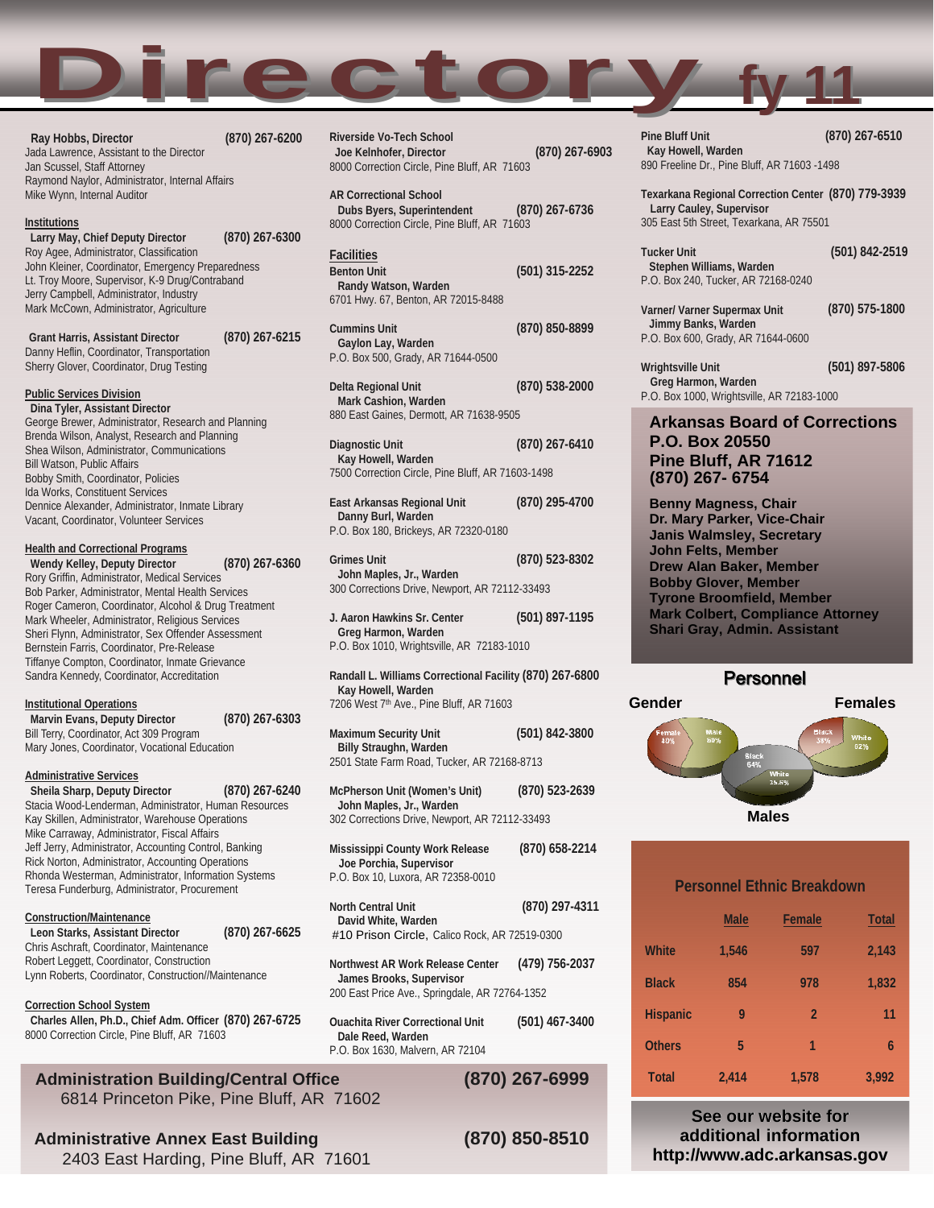# Directory fy 11

**Ray Hobbs, Director** (870) 267-6200
Jada Lawrence, Assistant to the Director
Jan Scussel, Staff Attorney
Raymond Naylor, Administrator, Internal Affairs
Mike Wynn, Internal Auditor

**Institutions**
**Larry May, Chief Deputy Director** (870) 267-6300
Roy Agee, Administrator, Classification
John Kleiner, Coordinator, Emergency Preparedness
Lt. Troy Moore, Supervisor, K-9 Drug/Contraband
Jerry Campbell, Administrator, Industry
Mark McCown, Administrator, Agriculture

**Grant Harris, Assistant Director** (870) 267-6215
Danny Heflin, Coordinator, Transportation
Sherry Glover, Coordinator, Drug Testing

**Public Services Division**
**Dina Tyler, Assistant Director**
George Brewer, Administrator, Research and Planning
Brenda Wilson, Analyst, Research and Planning
Shea Wilson, Administrator, Communications
Bill Watson, Public Affairs
Bobby Smith, Coordinator, Policies
Ida Works, Constituent Services
Dennice Alexander, Administrator, Inmate Library
Vacant, Coordinator, Volunteer Services

**Health and Correctional Programs**
**Wendy Kelley, Deputy Director** (870) 267-6360
Rory Griffin, Administrator, Medical Services
Bob Parker, Administrator, Mental Health Services
Roger Cameron, Coordinator, Alcohol & Drug Treatment
Mark Wheeler, Administrator, Religious Services
Sheri Flynn, Administrator, Sex Offender Assessment
Bernstein Farris, Coordinator, Pre-Release
Tiffanye Compton, Coordinator, Inmate Grievance
Sandra Kennedy, Coordinator, Accreditation

**Institutional Operations**
**Marvin Evans, Deputy Director** (870) 267-6303
Bill Terry, Coordinator, Act 309 Program
Mary Jones, Coordinator, Vocational Education

**Administrative Services**
**Sheila Sharp, Deputy Director** (870) 267-6240
Stacia Wood-Lenderman, Administrator, Human Resources
Kay Skillen, Administrator, Warehouse Operations
Mike Carraway, Administrator, Fiscal Affairs
Jeff Jerry, Administrator, Accounting Control, Banking
Rick Norton, Administrator, Accounting Operations
Rhonda Westerman, Administrator, Information Systems
Teresa Funderburg, Administrator, Procurement

**Construction/Maintenance**
**Leon Starks, Assistant Director** (870) 267-6625
Chris Aschraft, Coordinator, Maintenance
Robert Leggett, Coordinator, Construction
Lynn Roberts, Coordinator, Construction//Maintenance

**Correction School System**
**Charles Allen, Ph.D., Chief Adm. Officer** (870) 267-6725
8000 Correction Circle, Pine Bluff, AR 71603

**Riverside Vo-Tech School**
**Joe Kelnhofer, Director** (870) 267-6903
8000 Correction Circle, Pine Bluff, AR 71603

**AR Correctional School**
**Dubs Byers, Superintendent** (870) 267-6736
8000 Correction Circle, Pine Bluff, AR 71603

**Facilities**

**Benton Unit** (501) 315-2252
**Randy Watson, Warden**
6701 Hwy. 67, Benton, AR 72015-8488

**Cummins Unit** (870) 850-8899
**Gaylon Lay, Warden**
P.O. Box 500, Grady, AR 71644-0500

**Delta Regional Unit** (870) 538-2000
**Mark Cashion, Warden**
880 East Gaines, Dermott, AR 71638-9505

**Diagnostic Unit** (870) 267-6410
**Kay Howell, Warden**
7500 Correction Circle, Pine Bluff, AR 71603-1498

**East Arkansas Regional Unit** (870) 295-4700
**Danny Burl, Warden**
P.O. Box 180, Brickeys, AR 72320-0180

**Grimes Unit** (870) 523-8302
**John Maples, Jr., Warden**
300 Corrections Drive, Newport, AR 72112-33493

**J. Aaron Hawkins Sr. Center** (501) 897-1195
**Greg Harmon, Warden**
P.O. Box 1010, Wrightsville, AR 72183-1010

**Randall L. Williams Correctional Facility** (870) 267-6800
**Kay Howell, Warden**
7206 West 7th Ave., Pine Bluff, AR 71603

**Maximum Security Unit** (501) 842-3800
**Billy Straughn, Warden**
2501 State Farm Road, Tucker, AR 72168-8713

**McPherson Unit (Women's Unit)** (870) 523-2639
**John Maples, Jr., Warden**
302 Corrections Drive, Newport, AR 72112-33493

**Mississippi County Work Release** (870) 658-2214
**Joe Porchia, Supervisor**
P.O. Box 10, Luxora, AR 72358-0010

**North Central Unit** (870) 297-4311
**David White, Warden**
#10 Prison Circle, Calico Rock, AR 72519-0300

**Northwest AR Work Release Center** (479) 756-2037
**James Brooks, Supervisor**
200 East Price Ave., Springdale, AR 72764-1352

**Ouachita River Correctional Unit** (501) 467-3400
**Dale Reed, Warden**
P.O. Box 1630, Malvern, AR 72104

**Pine Bluff Unit** (870) 267-6510
**Kay Howell, Warden**
890 Freeline Dr., Pine Bluff, AR 71603 -1498

**Texarkana Regional Correction Center** (870) 779-3939
**Larry Cauley, Supervisor**
305 East 5th Street, Texarkana, AR 75501

**Tucker Unit** (501) 842-2519
**Stephen Williams, Warden**
P.O. Box 240, Tucker, AR 72168-0240

**Varner/ Varner Supermax Unit** (870) 575-1800
**Jimmy Banks, Warden**
P.O. Box 600, Grady, AR 71644-0600

**Wrightsville Unit** (501) 897-5806
**Greg Harmon, Warden**
P.O. Box 1000, Wrightsville, AR 72183-1000

**Administration Building/Central Office** (870) 267-6999
6814 Princeton Pike, Pine Bluff, AR 71602

**Administrative Annex East Building** (870) 850-8510
2403 East Harding, Pine Bluff, AR 71601

## Arkansas Board of Corrections
**P.O. Box 20550**
**Pine Bluff, AR 71612**
**(870) 267- 6754**

**Benny Magness, Chair**
**Dr. Mary Parker, Vice-Chair**
**Janis Walmsley, Secretary**
**John Felts, Member**
**Drew Alan Baker, Member**
**Bobby Glover, Member**
**Tyrone Broomfield, Member**
**Mark Colbert, Compliance Attorney**
**Shari Gray, Admin. Assistant**

## Personnel

Gender
Female 40%
Male 60%

Females
Black 38%
White 62%

Males
Black 64%
White 35.6%

### Personnel Ethnic Breakdown

| | Male | Female | Total |
|---|---|---|---|
| White | 1,546 | 597 | 2,143 |
| Black | 854 | 978 | 1,832 |
| Hispanic | 9 | 2 | 11 |
| Others | 5 | 1 | 6 |
| Total | 2,414 | 1,578 | 3,992 |

**See our website for additional information**
**http://www.adc.arkansas.gov**